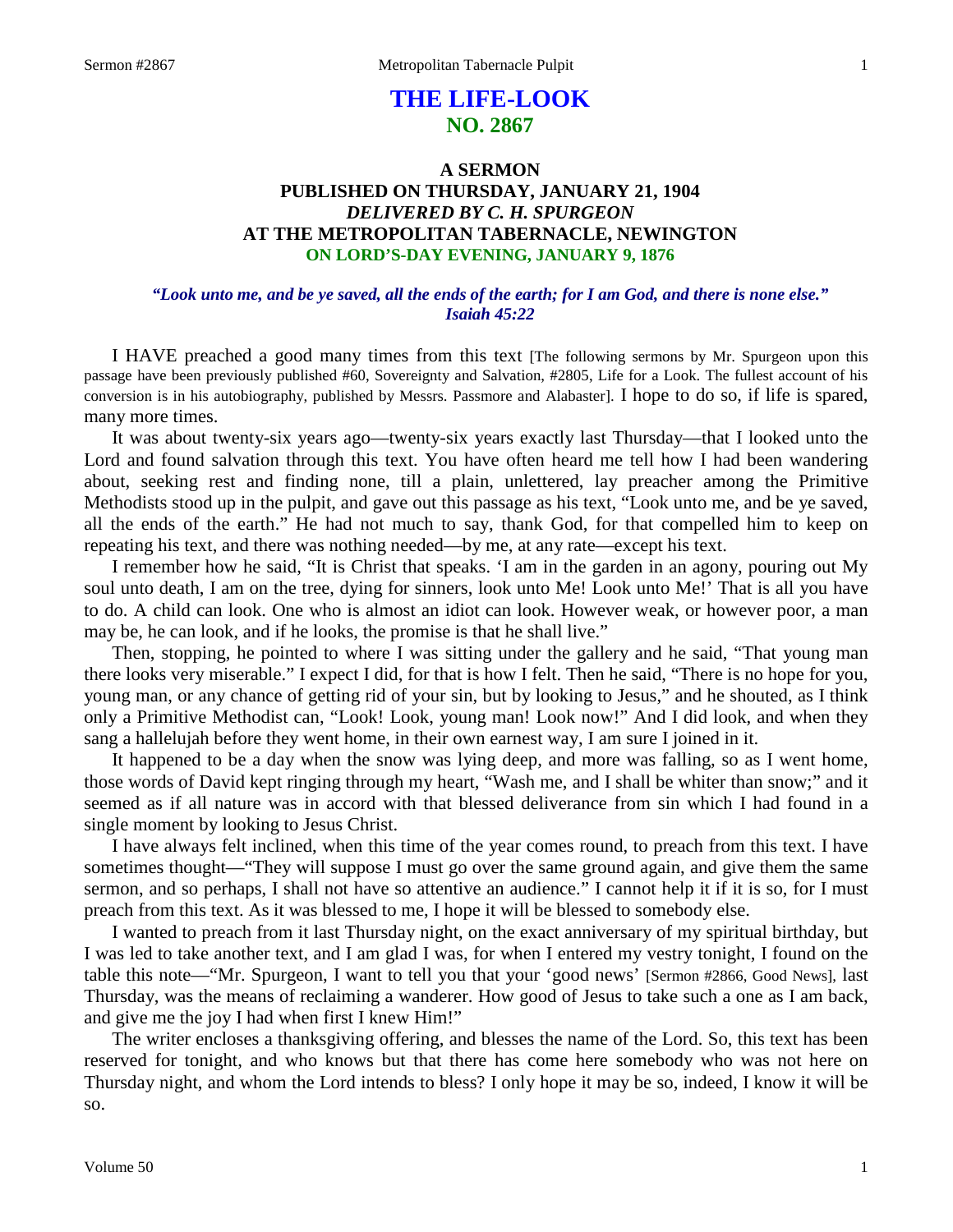# THE LIFE-LOOK
## NO. 2867

### A SERMON
### PUBLISHED ON THURSDAY, JANUARY 21, 1904
### *DELIVERED BY C. H. SPURGEON*
### AT THE METROPOLITAN TABERNACLE, NEWINGTON
### ON LORD'S-DAY EVENING, JANUARY 9, 1876

***"Look unto me, and be ye saved, all the ends of the earth; for I am God, and there is none else." Isaiah 45:22***

I HAVE preached a good many times from this text [The following sermons by Mr. Spurgeon upon this passage have been previously published #60, Sovereignty and Salvation, #2805, Life for a Look. The fullest account of his conversion is in his autobiography, published by Messrs. Passmore and Alabaster]. I hope to do so, if life is spared, many more times.

It was about twenty-six years ago—twenty-six years exactly last Thursday—that I looked unto the Lord and found salvation through this text. You have often heard me tell how I had been wandering about, seeking rest and finding none, till a plain, unlettered, lay preacher among the Primitive Methodists stood up in the pulpit, and gave out this passage as his text, "Look unto me, and be ye saved, all the ends of the earth." He had not much to say, thank God, for that compelled him to keep on repeating his text, and there was nothing needed—by me, at any rate—except his text.

I remember how he said, "It is Christ that speaks. 'I am in the garden in an agony, pouring out My soul unto death, I am on the tree, dying for sinners, look unto Me! Look unto Me!' That is all you have to do. A child can look. One who is almost an idiot can look. However weak, or however poor, a man may be, he can look, and if he looks, the promise is that he shall live."

Then, stopping, he pointed to where I was sitting under the gallery and he said, "That young man there looks very miserable." I expect I did, for that is how I felt. Then he said, "There is no hope for you, young man, or any chance of getting rid of your sin, but by looking to Jesus," and he shouted, as I think only a Primitive Methodist can, "Look! Look, young man! Look now!" And I did look, and when they sang a hallelujah before they went home, in their own earnest way, I am sure I joined in it.

It happened to be a day when the snow was lying deep, and more was falling, so as I went home, those words of David kept ringing through my heart, "Wash me, and I shall be whiter than snow;" and it seemed as if all nature was in accord with that blessed deliverance from sin which I had found in a single moment by looking to Jesus Christ.

I have always felt inclined, when this time of the year comes round, to preach from this text. I have sometimes thought—"They will suppose I must go over the same ground again, and give them the same sermon, and so perhaps, I shall not have so attentive an audience." I cannot help it if it is so, for I must preach from this text. As it was blessed to me, I hope it will be blessed to somebody else.

I wanted to preach from it last Thursday night, on the exact anniversary of my spiritual birthday, but I was led to take another text, and I am glad I was, for when I entered my vestry tonight, I found on the table this note—"Mr. Spurgeon, I want to tell you that your 'good news' [Sermon #2866, Good News], last Thursday, was the means of reclaiming a wanderer. How good of Jesus to take such a one as I am back, and give me the joy I had when first I knew Him!"

The writer encloses a thanksgiving offering, and blesses the name of the Lord. So, this text has been reserved for tonight, and who knows but that there has come here somebody who was not here on Thursday night, and whom the Lord intends to bless? I only hope it may be so, indeed, I know it will be so.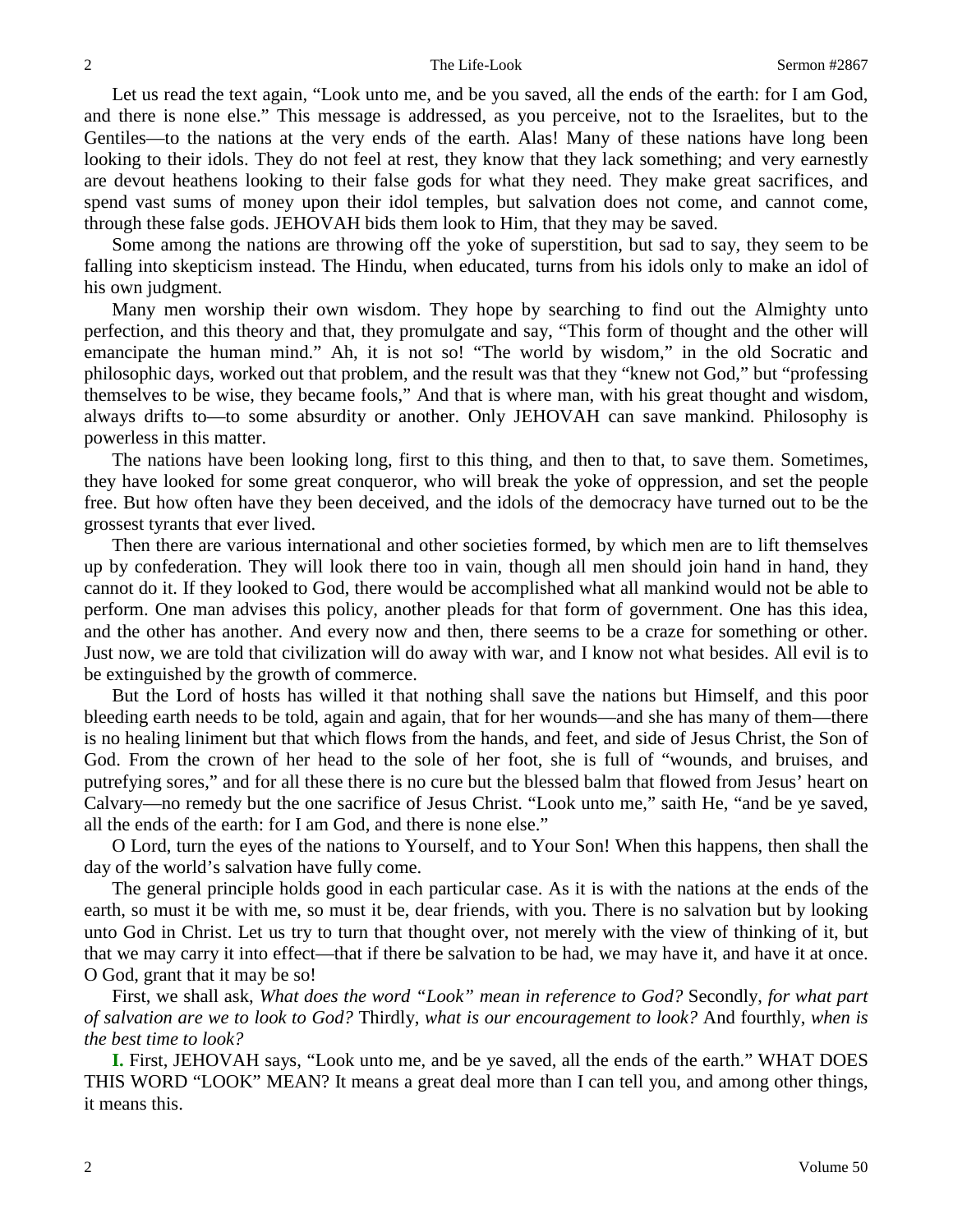Let us read the text again, "Look unto me, and be you saved, all the ends of the earth: for I am God, and there is none else." This message is addressed, as you perceive, not to the Israelites, but to the Gentiles—to the nations at the very ends of the earth. Alas! Many of these nations have long been looking to their idols. They do not feel at rest, they know that they lack something; and very earnestly are devout heathens looking to their false gods for what they need. They make great sacrifices, and spend vast sums of money upon their idol temples, but salvation does not come, and cannot come, through these false gods. JEHOVAH bids them look to Him, that they may be saved.

Some among the nations are throwing off the yoke of superstition, but sad to say, they seem to be falling into skepticism instead. The Hindu, when educated, turns from his idols only to make an idol of his own judgment.

Many men worship their own wisdom. They hope by searching to find out the Almighty unto perfection, and this theory and that, they promulgate and say, "This form of thought and the other will emancipate the human mind." Ah, it is not so! "The world by wisdom," in the old Socratic and philosophic days, worked out that problem, and the result was that they "knew not God," but "professing themselves to be wise, they became fools," And that is where man, with his great thought and wisdom, always drifts to—to some absurdity or another. Only JEHOVAH can save mankind. Philosophy is powerless in this matter.

The nations have been looking long, first to this thing, and then to that, to save them. Sometimes, they have looked for some great conqueror, who will break the yoke of oppression, and set the people free. But how often have they been deceived, and the idols of the democracy have turned out to be the grossest tyrants that ever lived.

Then there are various international and other societies formed, by which men are to lift themselves up by confederation. They will look there too in vain, though all men should join hand in hand, they cannot do it. If they looked to God, there would be accomplished what all mankind would not be able to perform. One man advises this policy, another pleads for that form of government. One has this idea, and the other has another. And every now and then, there seems to be a craze for something or other. Just now, we are told that civilization will do away with war, and I know not what besides. All evil is to be extinguished by the growth of commerce.

But the Lord of hosts has willed it that nothing shall save the nations but Himself, and this poor bleeding earth needs to be told, again and again, that for her wounds—and she has many of them—there is no healing liniment but that which flows from the hands, and feet, and side of Jesus Christ, the Son of God. From the crown of her head to the sole of her foot, she is full of "wounds, and bruises, and putrefying sores," and for all these there is no cure but the blessed balm that flowed from Jesus' heart on Calvary—no remedy but the one sacrifice of Jesus Christ. "Look unto me," saith He, "and be ye saved, all the ends of the earth: for I am God, and there is none else."

O Lord, turn the eyes of the nations to Yourself, and to Your Son! When this happens, then shall the day of the world's salvation have fully come.

The general principle holds good in each particular case. As it is with the nations at the ends of the earth, so must it be with me, so must it be, dear friends, with you. There is no salvation but by looking unto God in Christ. Let us try to turn that thought over, not merely with the view of thinking of it, but that we may carry it into effect—that if there be salvation to be had, we may have it, and have it at once. O God, grant that it may be so!

First, we shall ask, *What does the word "Look" mean in reference to God?* Secondly, *for what part of salvation are we to look to God?* Thirdly, *what is our encouragement to look?* And fourthly, *when is the best time to look?*

**I.** First, JEHOVAH says, "Look unto me, and be ye saved, all the ends of the earth." WHAT DOES THIS WORD "LOOK" MEAN? It means a great deal more than I can tell you, and among other things, it means this.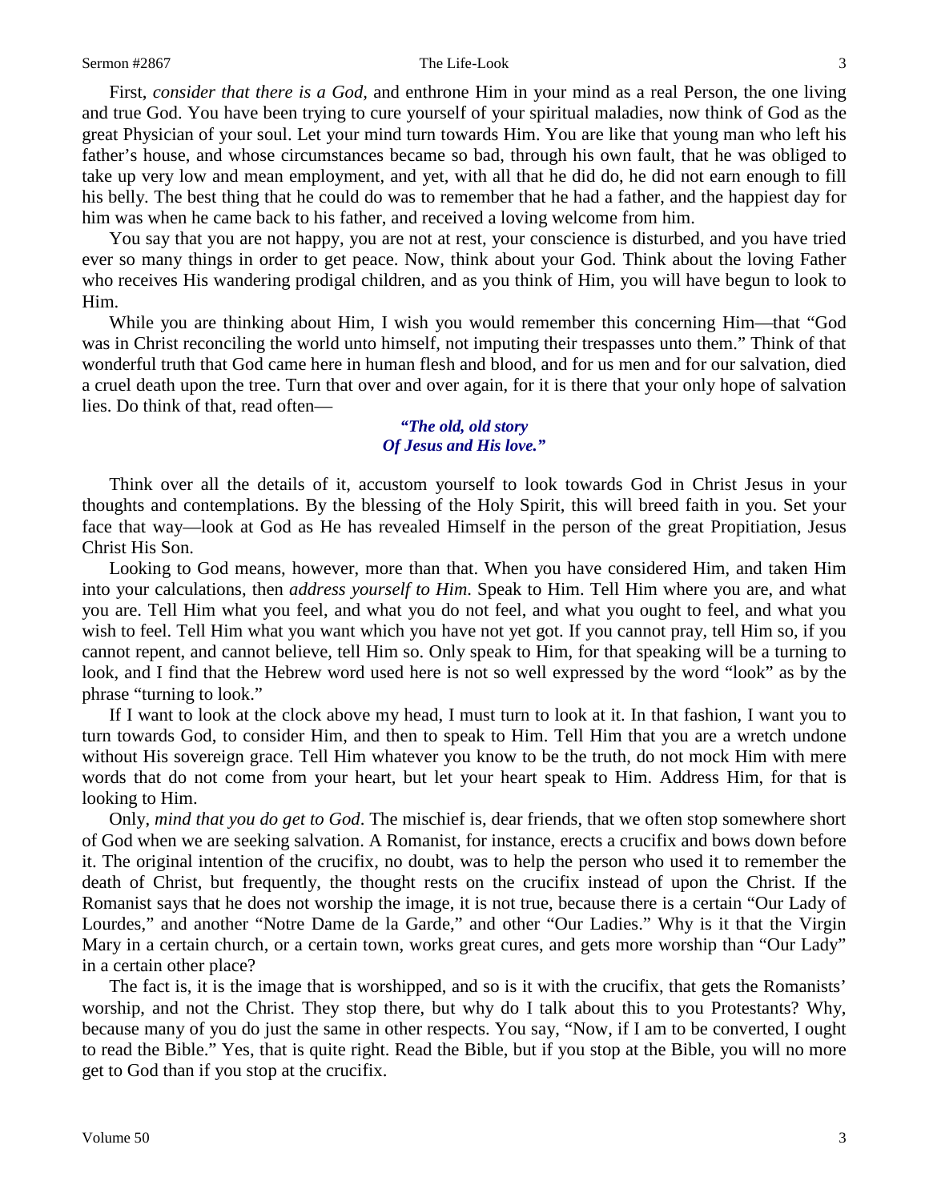First, *consider that there is a God,* and enthrone Him in your mind as a real Person, the one living and true God. You have been trying to cure yourself of your spiritual maladies, now think of God as the great Physician of your soul. Let your mind turn towards Him. You are like that young man who left his father's house, and whose circumstances became so bad, through his own fault, that he was obliged to take up very low and mean employment, and yet, with all that he did do, he did not earn enough to fill his belly. The best thing that he could do was to remember that he had a father, and the happiest day for him was when he came back to his father, and received a loving welcome from him.

You say that you are not happy, you are not at rest, your conscience is disturbed, and you have tried ever so many things in order to get peace. Now, think about your God. Think about the loving Father who receives His wandering prodigal children, and as you think of Him, you will have begun to look to Him.

While you are thinking about Him, I wish you would remember this concerning Him—that "God was in Christ reconciling the world unto himself, not imputing their trespasses unto them." Think of that wonderful truth that God came here in human flesh and blood, and for us men and for our salvation, died a cruel death upon the tree. Turn that over and over again, for it is there that your only hope of salvation lies. Do think of that, read often—

> ***"The old, old story***
> ***Of Jesus and His love."***

Think over all the details of it, accustom yourself to look towards God in Christ Jesus in your thoughts and contemplations. By the blessing of the Holy Spirit, this will breed faith in you. Set your face that way—look at God as He has revealed Himself in the person of the great Propitiation, Jesus Christ His Son.

Looking to God means, however, more than that. When you have considered Him, and taken Him into your calculations, then *address yourself to Him*. Speak to Him. Tell Him where you are, and what you are. Tell Him what you feel, and what you do not feel, and what you ought to feel, and what you wish to feel. Tell Him what you want which you have not yet got. If you cannot pray, tell Him so, if you cannot repent, and cannot believe, tell Him so. Only speak to Him, for that speaking will be a turning to look, and I find that the Hebrew word used here is not so well expressed by the word "look" as by the phrase "turning to look."

If I want to look at the clock above my head, I must turn to look at it. In that fashion, I want you to turn towards God, to consider Him, and then to speak to Him. Tell Him that you are a wretch undone without His sovereign grace. Tell Him whatever you know to be the truth, do not mock Him with mere words that do not come from your heart, but let your heart speak to Him. Address Him, for that is looking to Him.

Only, *mind that you do get to God*. The mischief is, dear friends, that we often stop somewhere short of God when we are seeking salvation. A Romanist, for instance, erects a crucifix and bows down before it. The original intention of the crucifix, no doubt, was to help the person who used it to remember the death of Christ, but frequently, the thought rests on the crucifix instead of upon the Christ. If the Romanist says that he does not worship the image, it is not true, because there is a certain "Our Lady of Lourdes," and another "Notre Dame de la Garde," and other "Our Ladies." Why is it that the Virgin Mary in a certain church, or a certain town, works great cures, and gets more worship than "Our Lady" in a certain other place?

The fact is, it is the image that is worshipped, and so is it with the crucifix, that gets the Romanists' worship, and not the Christ. They stop there, but why do I talk about this to you Protestants? Why, because many of you do just the same in other respects. You say, "Now, if I am to be converted, I ought to read the Bible." Yes, that is quite right. Read the Bible, but if you stop at the Bible, you will no more get to God than if you stop at the crucifix.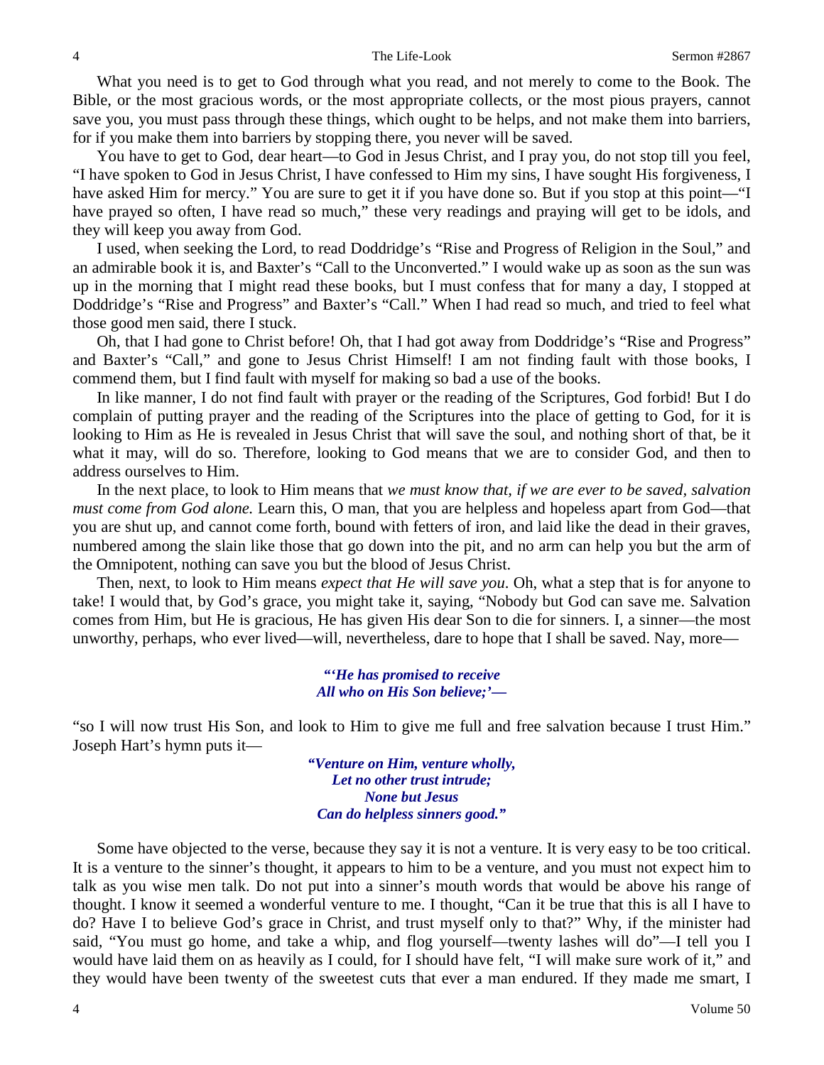What you need is to get to God through what you read, and not merely to come to the Book. The Bible, or the most gracious words, or the most appropriate collects, or the most pious prayers, cannot save you, you must pass through these things, which ought to be helps, and not make them into barriers, for if you make them into barriers by stopping there, you never will be saved.

You have to get to God, dear heart—to God in Jesus Christ, and I pray you, do not stop till you feel, "I have spoken to God in Jesus Christ, I have confessed to Him my sins, I have sought His forgiveness, I have asked Him for mercy." You are sure to get it if you have done so. But if you stop at this point—"I have prayed so often, I have read so much," these very readings and praying will get to be idols, and they will keep you away from God.

I used, when seeking the Lord, to read Doddridge's "Rise and Progress of Religion in the Soul," and an admirable book it is, and Baxter's "Call to the Unconverted." I would wake up as soon as the sun was up in the morning that I might read these books, but I must confess that for many a day, I stopped at Doddridge's "Rise and Progress" and Baxter's "Call." When I had read so much, and tried to feel what those good men said, there I stuck.

Oh, that I had gone to Christ before! Oh, that I had got away from Doddridge's "Rise and Progress" and Baxter's "Call," and gone to Jesus Christ Himself! I am not finding fault with those books, I commend them, but I find fault with myself for making so bad a use of the books.

In like manner, I do not find fault with prayer or the reading of the Scriptures, God forbid! But I do complain of putting prayer and the reading of the Scriptures into the place of getting to God, for it is looking to Him as He is revealed in Jesus Christ that will save the soul, and nothing short of that, be it what it may, will do so. Therefore, looking to God means that we are to consider God, and then to address ourselves to Him.

In the next place, to look to Him means that *we must know that, if we are ever to be saved, salvation must come from God alone.* Learn this, O man, that you are helpless and hopeless apart from God—that you are shut up, and cannot come forth, bound with fetters of iron, and laid like the dead in their graves, numbered among the slain like those that go down into the pit, and no arm can help you but the arm of the Omnipotent, nothing can save you but the blood of Jesus Christ.

Then, next, to look to Him means *expect that He will save you*. Oh, what a step that is for anyone to take! I would that, by God's grace, you might take it, saying, "Nobody but God can save me. Salvation comes from Him, but He is gracious, He has given His dear Son to die for sinners. I, a sinner—the most unworthy, perhaps, who ever lived—will, nevertheless, dare to hope that I shall be saved. Nay, more—

> ***"'He has promised to receive***
> ***All who on His Son believe;'—***

"so I will now trust His Son, and look to Him to give me full and free salvation because I trust Him." Joseph Hart's hymn puts it—

> ***"Venture on Him, venture wholly,***
> ***Let no other trust intrude;***
> ***None but Jesus***
> ***Can do helpless sinners good."***

Some have objected to the verse, because they say it is not a venture. It is very easy to be too critical. It is a venture to the sinner's thought, it appears to him to be a venture, and you must not expect him to talk as you wise men talk. Do not put into a sinner's mouth words that would be above his range of thought. I know it seemed a wonderful venture to me. I thought, "Can it be true that this is all I have to do? Have I to believe God's grace in Christ, and trust myself only to that?" Why, if the minister had said, "You must go home, and take a whip, and flog yourself—twenty lashes will do"—I tell you I would have laid them on as heavily as I could, for I should have felt, "I will make sure work of it," and they would have been twenty of the sweetest cuts that ever a man endured. If they made me smart, I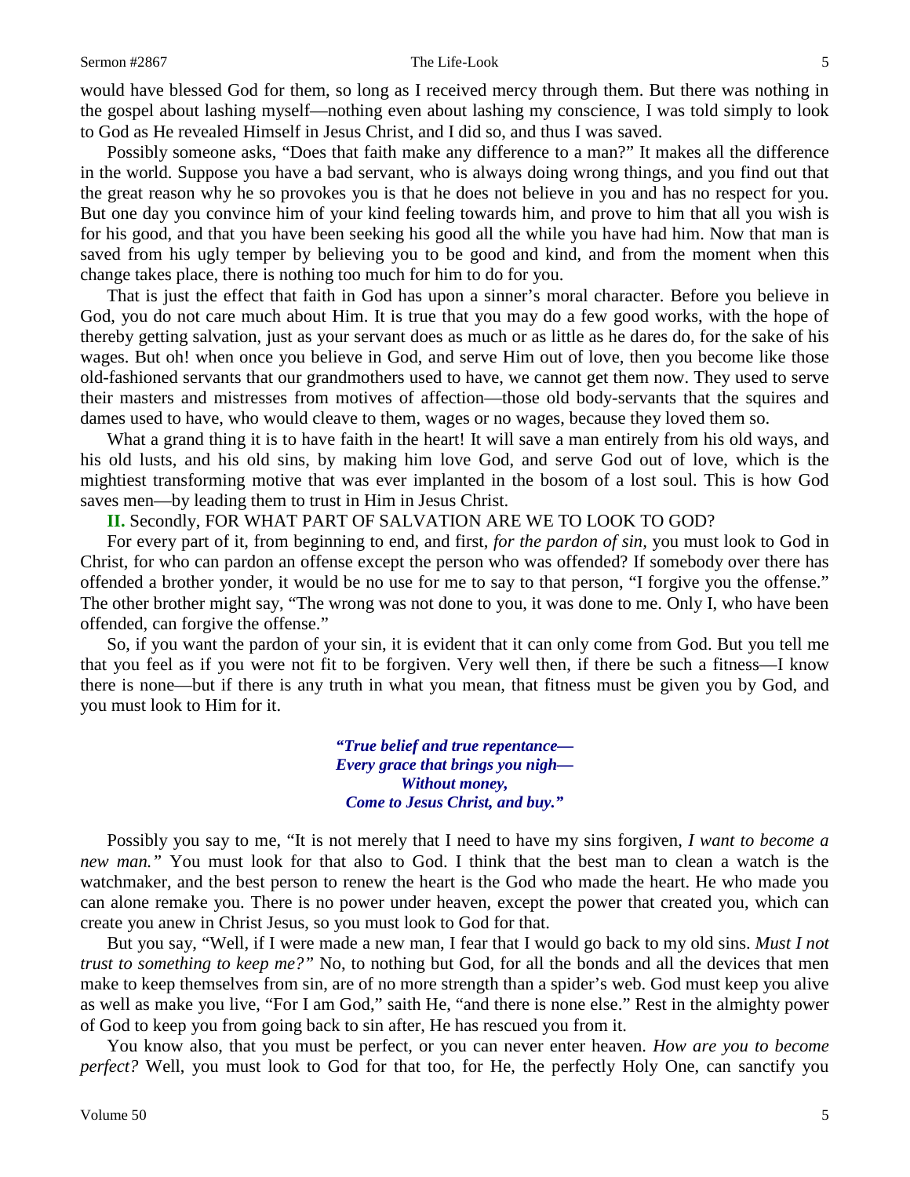would have blessed God for them, so long as I received mercy through them. But there was nothing in the gospel about lashing myself—nothing even about lashing my conscience, I was told simply to look to God as He revealed Himself in Jesus Christ, and I did so, and thus I was saved.

Possibly someone asks, "Does that faith make any difference to a man?" It makes all the difference in the world. Suppose you have a bad servant, who is always doing wrong things, and you find out that the great reason why he so provokes you is that he does not believe in you and has no respect for you. But one day you convince him of your kind feeling towards him, and prove to him that all you wish is for his good, and that you have been seeking his good all the while you have had him. Now that man is saved from his ugly temper by believing you to be good and kind, and from the moment when this change takes place, there is nothing too much for him to do for you.

That is just the effect that faith in God has upon a sinner's moral character. Before you believe in God, you do not care much about Him. It is true that you may do a few good works, with the hope of thereby getting salvation, just as your servant does as much or as little as he dares do, for the sake of his wages. But oh! when once you believe in God, and serve Him out of love, then you become like those old-fashioned servants that our grandmothers used to have, we cannot get them now. They used to serve their masters and mistresses from motives of affection—those old body-servants that the squires and dames used to have, who would cleave to them, wages or no wages, because they loved them so.

What a grand thing it is to have faith in the heart! It will save a man entirely from his old ways, and his old lusts, and his old sins, by making him love God, and serve God out of love, which is the mightiest transforming motive that was ever implanted in the bosom of a lost soul. This is how God saves men—by leading them to trust in Him in Jesus Christ.

**II.** Secondly, FOR WHAT PART OF SALVATION ARE WE TO LOOK TO GOD?

For every part of it, from beginning to end, and first, *for the pardon of sin,* you must look to God in Christ, for who can pardon an offense except the person who was offended? If somebody over there has offended a brother yonder, it would be no use for me to say to that person, "I forgive you the offense." The other brother might say, "The wrong was not done to you, it was done to me. Only I, who have been offended, can forgive the offense."

So, if you want the pardon of your sin, it is evident that it can only come from God. But you tell me that you feel as if you were not fit to be forgiven. Very well then, if there be such a fitness—I know there is none—but if there is any truth in what you mean, that fitness must be given you by God, and you must look to Him for it.

> ***"True belief and true repentance—***
> ***Every grace that brings you nigh—***
> ***Without money,***
> ***Come to Jesus Christ, and buy."***

Possibly you say to me, "It is not merely that I need to have my sins forgiven, *I want to become a new man."* You must look for that also to God. I think that the best man to clean a watch is the watchmaker, and the best person to renew the heart is the God who made the heart. He who made you can alone remake you. There is no power under heaven, except the power that created you, which can create you anew in Christ Jesus, so you must look to God for that.

But you say, "Well, if I were made a new man, I fear that I would go back to my old sins. *Must I not trust to something to keep me?"* No, to nothing but God, for all the bonds and all the devices that men make to keep themselves from sin, are of no more strength than a spider's web. God must keep you alive as well as make you live, "For I am God," saith He, "and there is none else." Rest in the almighty power of God to keep you from going back to sin after, He has rescued you from it.

You know also, that you must be perfect, or you can never enter heaven. *How are you to become perfect?* Well, you must look to God for that too, for He, the perfectly Holy One, can sanctify you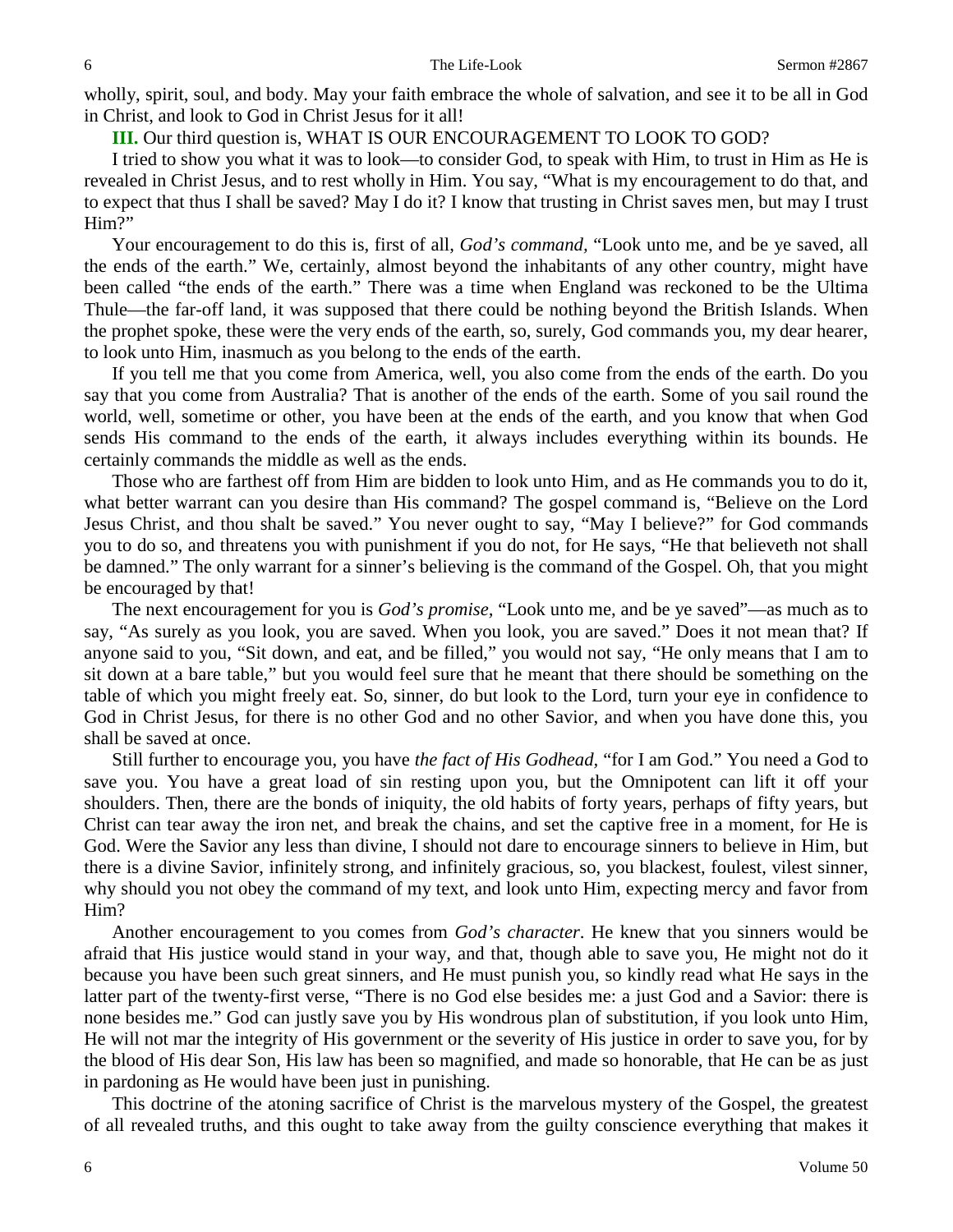wholly, spirit, soul, and body. May your faith embrace the whole of salvation, and see it to be all in God in Christ, and look to God in Christ Jesus for it all!

**III.** Our third question is, WHAT IS OUR ENCOURAGEMENT TO LOOK TO GOD?

I tried to show you what it was to look—to consider God, to speak with Him, to trust in Him as He is revealed in Christ Jesus, and to rest wholly in Him. You say, "What is my encouragement to do that, and to expect that thus I shall be saved? May I do it? I know that trusting in Christ saves men, but may I trust Him?"

Your encouragement to do this is, first of all, *God's command*, "Look unto me, and be ye saved, all the ends of the earth." We, certainly, almost beyond the inhabitants of any other country, might have been called "the ends of the earth." There was a time when England was reckoned to be the Ultima Thule—the far-off land, it was supposed that there could be nothing beyond the British Islands. When the prophet spoke, these were the very ends of the earth, so, surely, God commands you, my dear hearer, to look unto Him, inasmuch as you belong to the ends of the earth.

If you tell me that you come from America, well, you also come from the ends of the earth. Do you say that you come from Australia? That is another of the ends of the earth. Some of you sail round the world, well, sometime or other, you have been at the ends of the earth, and you know that when God sends His command to the ends of the earth, it always includes everything within its bounds. He certainly commands the middle as well as the ends.

Those who are farthest off from Him are bidden to look unto Him, and as He commands you to do it, what better warrant can you desire than His command? The gospel command is, "Believe on the Lord Jesus Christ, and thou shalt be saved." You never ought to say, "May I believe?" for God commands you to do so, and threatens you with punishment if you do not, for He says, "He that believeth not shall be damned." The only warrant for a sinner's believing is the command of the Gospel. Oh, that you might be encouraged by that!

The next encouragement for you is *God's promise,* "Look unto me, and be ye saved"—as much as to say, "As surely as you look, you are saved. When you look, you are saved." Does it not mean that? If anyone said to you, "Sit down, and eat, and be filled," you would not say, "He only means that I am to sit down at a bare table," but you would feel sure that he meant that there should be something on the table of which you might freely eat. So, sinner, do but look to the Lord, turn your eye in confidence to God in Christ Jesus, for there is no other God and no other Savior, and when you have done this, you shall be saved at once.

Still further to encourage you, you have *the fact of His Godhead,* "for I am God." You need a God to save you. You have a great load of sin resting upon you, but the Omnipotent can lift it off your shoulders. Then, there are the bonds of iniquity, the old habits of forty years, perhaps of fifty years, but Christ can tear away the iron net, and break the chains, and set the captive free in a moment, for He is God. Were the Savior any less than divine, I should not dare to encourage sinners to believe in Him, but there is a divine Savior, infinitely strong, and infinitely gracious, so, you blackest, foulest, vilest sinner, why should you not obey the command of my text, and look unto Him, expecting mercy and favor from Him?

Another encouragement to you comes from *God's character*. He knew that you sinners would be afraid that His justice would stand in your way, and that, though able to save you, He might not do it because you have been such great sinners, and He must punish you, so kindly read what He says in the latter part of the twenty-first verse, "There is no God else besides me: a just God and a Savior: there is none besides me." God can justly save you by His wondrous plan of substitution, if you look unto Him, He will not mar the integrity of His government or the severity of His justice in order to save you, for by the blood of His dear Son, His law has been so magnified, and made so honorable, that He can be as just in pardoning as He would have been just in punishing.

This doctrine of the atoning sacrifice of Christ is the marvelous mystery of the Gospel, the greatest of all revealed truths, and this ought to take away from the guilty conscience everything that makes it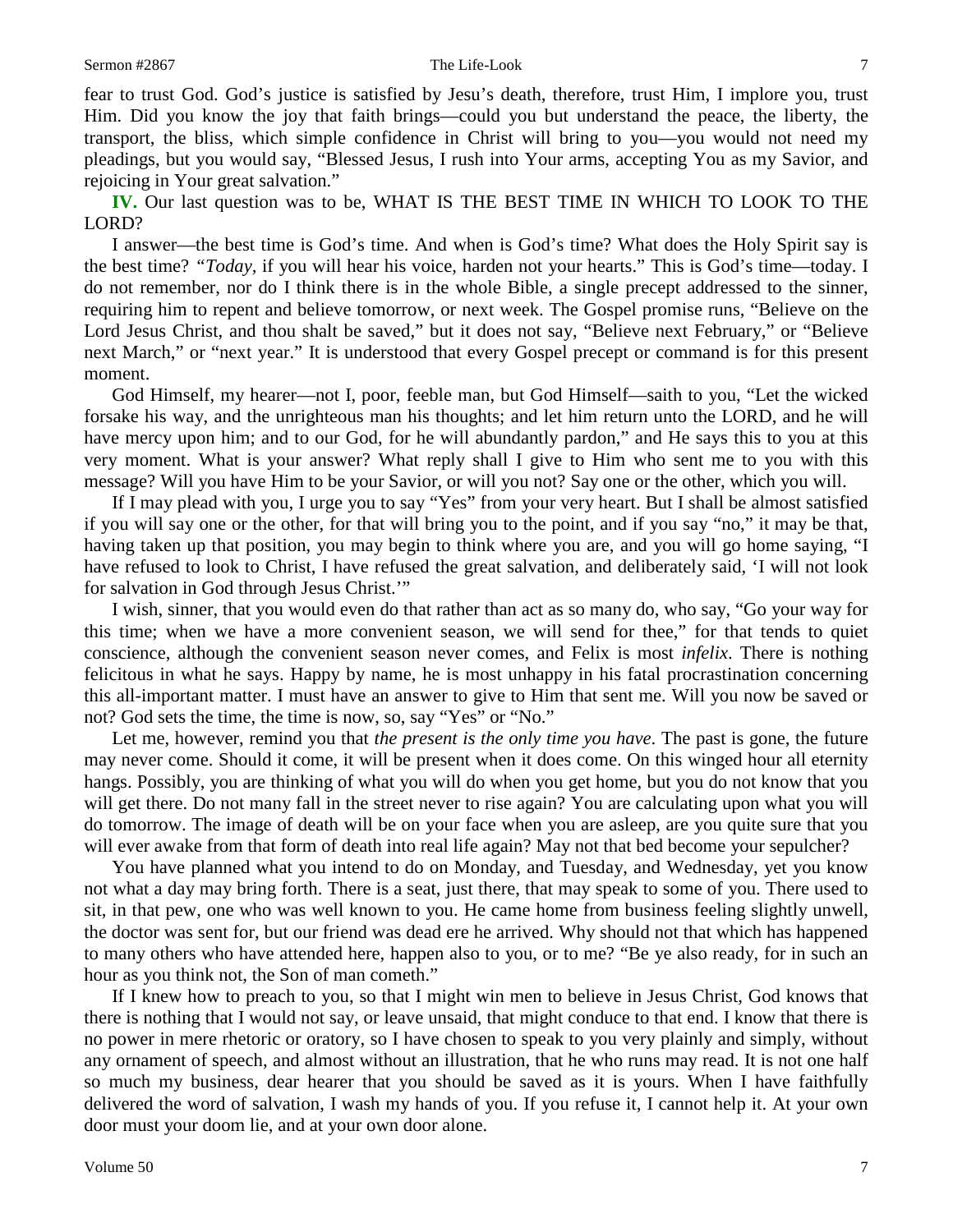fear to trust God. God's justice is satisfied by Jesu's death, therefore, trust Him, I implore you, trust Him. Did you know the joy that faith brings—could you but understand the peace, the liberty, the transport, the bliss, which simple confidence in Christ will bring to you—you would not need my pleadings, but you would say, "Blessed Jesus, I rush into Your arms, accepting You as my Savior, and rejoicing in Your great salvation."

**IV.** Our last question was to be, WHAT IS THE BEST TIME IN WHICH TO LOOK TO THE LORD?

I answer—the best time is God's time. And when is God's time? What does the Holy Spirit say is the best time? *"Today,* if you will hear his voice, harden not your hearts." This is God's time—today. I do not remember, nor do I think there is in the whole Bible, a single precept addressed to the sinner, requiring him to repent and believe tomorrow, or next week. The Gospel promise runs, "Believe on the Lord Jesus Christ, and thou shalt be saved," but it does not say, "Believe next February," or "Believe next March," or "next year." It is understood that every Gospel precept or command is for this present moment.

God Himself, my hearer—not I, poor, feeble man, but God Himself—saith to you, "Let the wicked forsake his way, and the unrighteous man his thoughts; and let him return unto the LORD, and he will have mercy upon him; and to our God, for he will abundantly pardon," and He says this to you at this very moment. What is your answer? What reply shall I give to Him who sent me to you with this message? Will you have Him to be your Savior, or will you not? Say one or the other, which you will.

If I may plead with you, I urge you to say "Yes" from your very heart. But I shall be almost satisfied if you will say one or the other, for that will bring you to the point, and if you say "no," it may be that, having taken up that position, you may begin to think where you are, and you will go home saying, "I have refused to look to Christ, I have refused the great salvation, and deliberately said, 'I will not look for salvation in God through Jesus Christ.'"

I wish, sinner, that you would even do that rather than act as so many do, who say, "Go your way for this time; when we have a more convenient season, we will send for thee," for that tends to quiet conscience, although the convenient season never comes, and Felix is most *infelix*. There is nothing felicitous in what he says. Happy by name, he is most unhappy in his fatal procrastination concerning this all-important matter. I must have an answer to give to Him that sent me. Will you now be saved or not? God sets the time, the time is now, so, say "Yes" or "No."

Let me, however, remind you that *the present is the only time you have*. The past is gone, the future may never come. Should it come, it will be present when it does come. On this winged hour all eternity hangs. Possibly, you are thinking of what you will do when you get home, but you do not know that you will get there. Do not many fall in the street never to rise again? You are calculating upon what you will do tomorrow. The image of death will be on your face when you are asleep, are you quite sure that you will ever awake from that form of death into real life again? May not that bed become your sepulcher?

You have planned what you intend to do on Monday, and Tuesday, and Wednesday, yet you know not what a day may bring forth. There is a seat, just there, that may speak to some of you. There used to sit, in that pew, one who was well known to you. He came home from business feeling slightly unwell, the doctor was sent for, but our friend was dead ere he arrived. Why should not that which has happened to many others who have attended here, happen also to you, or to me? "Be ye also ready, for in such an hour as you think not, the Son of man cometh."

If I knew how to preach to you, so that I might win men to believe in Jesus Christ, God knows that there is nothing that I would not say, or leave unsaid, that might conduce to that end. I know that there is no power in mere rhetoric or oratory, so I have chosen to speak to you very plainly and simply, without any ornament of speech, and almost without an illustration, that he who runs may read. It is not one half so much my business, dear hearer that you should be saved as it is yours. When I have faithfully delivered the word of salvation, I wash my hands of you. If you refuse it, I cannot help it. At your own door must your doom lie, and at your own door alone.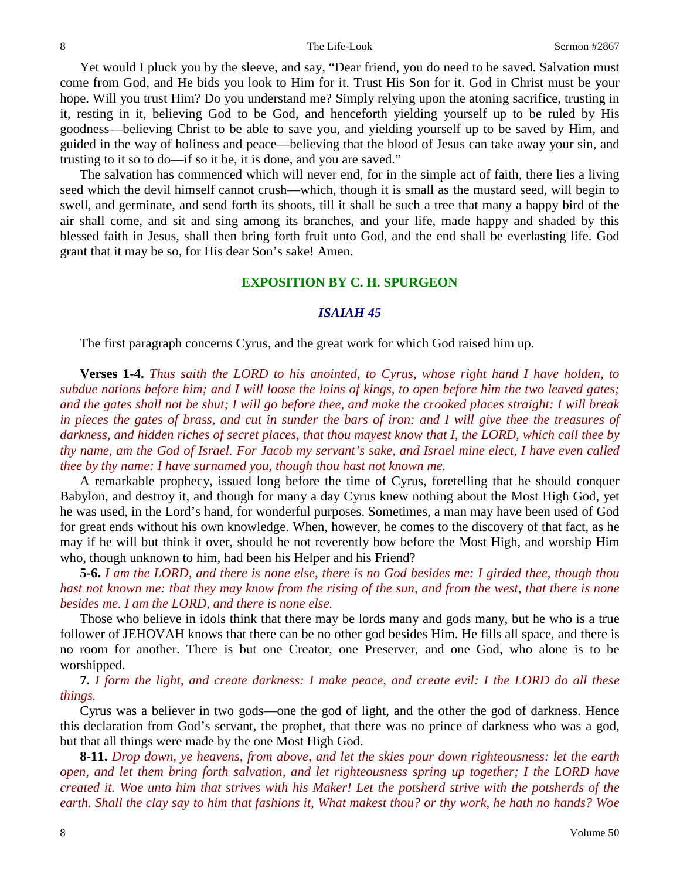Yet would I pluck you by the sleeve, and say, "Dear friend, you do need to be saved. Salvation must come from God, and He bids you look to Him for it. Trust His Son for it. God in Christ must be your hope. Will you trust Him? Do you understand me? Simply relying upon the atoning sacrifice, trusting in it, resting in it, believing God to be God, and henceforth yielding yourself up to be ruled by His goodness—believing Christ to be able to save you, and yielding yourself up to be saved by Him, and guided in the way of holiness and peace—believing that the blood of Jesus can take away your sin, and trusting to it so to do—if so it be, it is done, and you are saved."

The salvation has commenced which will never end, for in the simple act of faith, there lies a living seed which the devil himself cannot crush—which, though it is small as the mustard seed, will begin to swell, and germinate, and send forth its shoots, till it shall be such a tree that many a happy bird of the air shall come, and sit and sing among its branches, and your life, made happy and shaded by this blessed faith in Jesus, shall then bring forth fruit unto God, and the end shall be everlasting life. God grant that it may be so, for His dear Son's sake! Amen.

## EXPOSITION BY C. H. SPURGEON

### *ISAIAH 45*

The first paragraph concerns Cyrus, and the great work for which God raised him up.

**Verses 1-4.** *Thus saith the LORD to his anointed, to Cyrus, whose right hand I have holden, to subdue nations before him; and I will loose the loins of kings, to open before him the two leaved gates; and the gates shall not be shut; I will go before thee, and make the crooked places straight: I will break in pieces the gates of brass, and cut in sunder the bars of iron: and I will give thee the treasures of darkness, and hidden riches of secret places, that thou mayest know that I, the LORD, which call thee by thy name, am the God of Israel. For Jacob my servant's sake, and Israel mine elect, I have even called thee by thy name: I have surnamed you, though thou hast not known me.*

A remarkable prophecy, issued long before the time of Cyrus, foretelling that he should conquer Babylon, and destroy it, and though for many a day Cyrus knew nothing about the Most High God, yet he was used, in the Lord's hand, for wonderful purposes. Sometimes, a man may have been used of God for great ends without his own knowledge. When, however, he comes to the discovery of that fact, as he may if he will but think it over, should he not reverently bow before the Most High, and worship Him who, though unknown to him, had been his Helper and his Friend?

**5-6.** *I am the LORD, and there is none else, there is no God besides me: I girded thee, though thou hast not known me: that they may know from the rising of the sun, and from the west, that there is none besides me. I am the LORD, and there is none else.*

Those who believe in idols think that there may be lords many and gods many, but he who is a true follower of JEHOVAH knows that there can be no other god besides Him. He fills all space, and there is no room for another. There is but one Creator, one Preserver, and one God, who alone is to be worshipped.

**7.** *I form the light, and create darkness: I make peace, and create evil: I the LORD do all these things.*

Cyrus was a believer in two gods—one the god of light, and the other the god of darkness. Hence this declaration from God's servant, the prophet, that there was no prince of darkness who was a god, but that all things were made by the one Most High God.

**8-11.** *Drop down, ye heavens, from above, and let the skies pour down righteousness: let the earth open, and let them bring forth salvation, and let righteousness spring up together; I the LORD have created it. Woe unto him that strives with his Maker! Let the potsherd strive with the potsherds of the earth. Shall the clay say to him that fashions it, What makest thou? or thy work, he hath no hands? Woe*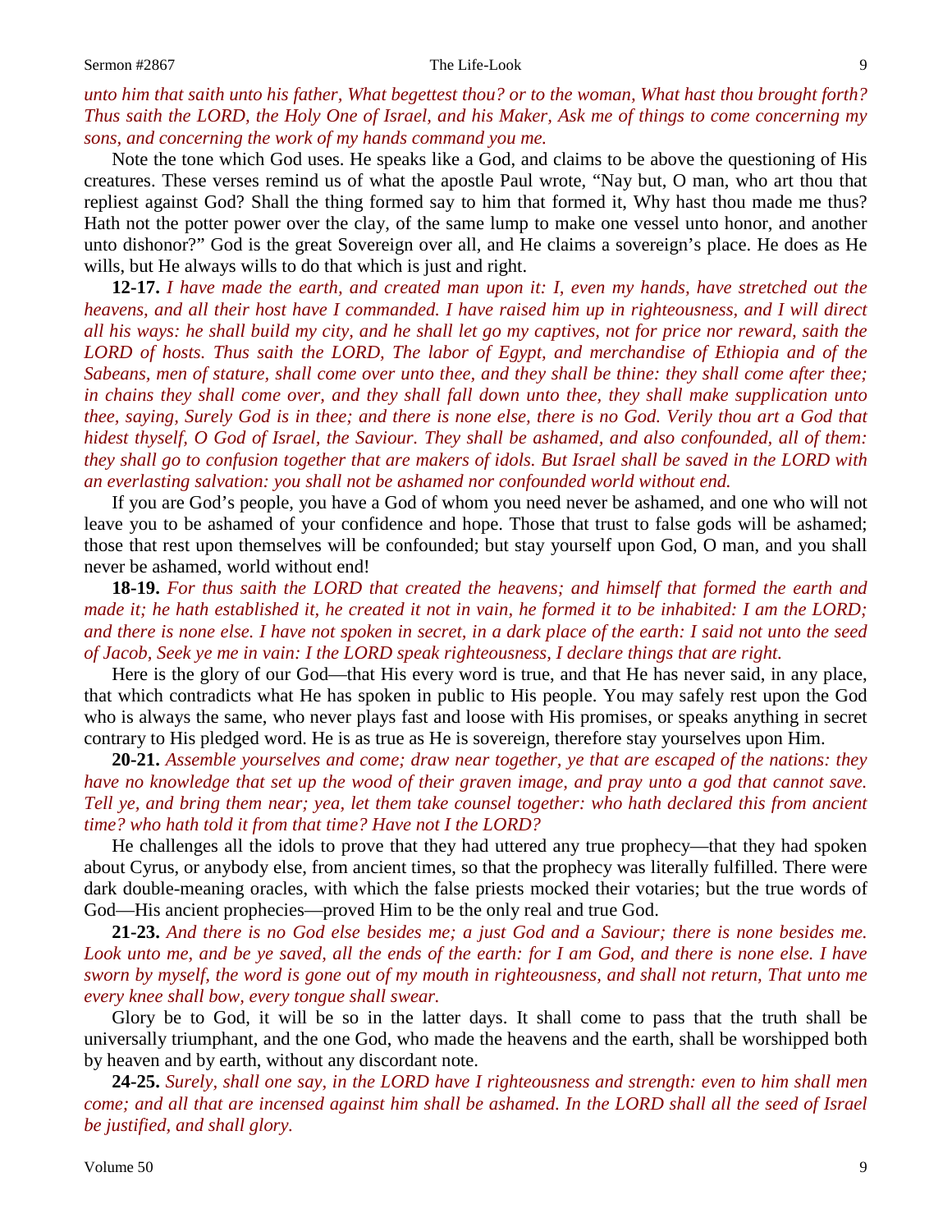*unto him that saith unto his father, What begettest thou? or to the woman, What hast thou brought forth? Thus saith the LORD, the Holy One of Israel, and his Maker, Ask me of things to come concerning my sons, and concerning the work of my hands command you me.*

Note the tone which God uses. He speaks like a God, and claims to be above the questioning of His creatures. These verses remind us of what the apostle Paul wrote, "Nay but, O man, who art thou that repliest against God? Shall the thing formed say to him that formed it, Why hast thou made me thus? Hath not the potter power over the clay, of the same lump to make one vessel unto honor, and another unto dishonor?" God is the great Sovereign over all, and He claims a sovereign's place. He does as He wills, but He always wills to do that which is just and right.

**12-17.** *I have made the earth, and created man upon it: I, even my hands, have stretched out the heavens, and all their host have I commanded. I have raised him up in righteousness, and I will direct all his ways: he shall build my city, and he shall let go my captives, not for price nor reward, saith the LORD of hosts. Thus saith the LORD, The labor of Egypt, and merchandise of Ethiopia and of the Sabeans, men of stature, shall come over unto thee, and they shall be thine: they shall come after thee; in chains they shall come over, and they shall fall down unto thee, they shall make supplication unto thee, saying, Surely God is in thee; and there is none else, there is no God. Verily thou art a God that hidest thyself, O God of Israel, the Saviour. They shall be ashamed, and also confounded, all of them: they shall go to confusion together that are makers of idols. But Israel shall be saved in the LORD with an everlasting salvation: you shall not be ashamed nor confounded world without end.*

If you are God's people, you have a God of whom you need never be ashamed, and one who will not leave you to be ashamed of your confidence and hope. Those that trust to false gods will be ashamed; those that rest upon themselves will be confounded; but stay yourself upon God, O man, and you shall never be ashamed, world without end!

**18-19.** *For thus saith the LORD that created the heavens; and himself that formed the earth and made it; he hath established it, he created it not in vain, he formed it to be inhabited: I am the LORD; and there is none else. I have not spoken in secret, in a dark place of the earth: I said not unto the seed of Jacob, Seek ye me in vain: I the LORD speak righteousness, I declare things that are right.*

Here is the glory of our God—that His every word is true, and that He has never said, in any place, that which contradicts what He has spoken in public to His people. You may safely rest upon the God who is always the same, who never plays fast and loose with His promises, or speaks anything in secret contrary to His pledged word. He is as true as He is sovereign, therefore stay yourselves upon Him.

**20-21.** *Assemble yourselves and come; draw near together, ye that are escaped of the nations: they have no knowledge that set up the wood of their graven image, and pray unto a god that cannot save. Tell ye, and bring them near; yea, let them take counsel together: who hath declared this from ancient time? who hath told it from that time? Have not I the LORD?*

He challenges all the idols to prove that they had uttered any true prophecy—that they had spoken about Cyrus, or anybody else, from ancient times, so that the prophecy was literally fulfilled. There were dark double-meaning oracles, with which the false priests mocked their votaries; but the true words of God—His ancient prophecies—proved Him to be the only real and true God.

**21-23.** *And there is no God else besides me; a just God and a Saviour; there is none besides me. Look unto me, and be ye saved, all the ends of the earth: for I am God, and there is none else. I have sworn by myself, the word is gone out of my mouth in righteousness, and shall not return, That unto me every knee shall bow, every tongue shall swear.*

Glory be to God, it will be so in the latter days. It shall come to pass that the truth shall be universally triumphant, and the one God, who made the heavens and the earth, shall be worshipped both by heaven and by earth, without any discordant note.

**24-25.** *Surely, shall one say, in the LORD have I righteousness and strength: even to him shall men come; and all that are incensed against him shall be ashamed. In the LORD shall all the seed of Israel be justified, and shall glory.*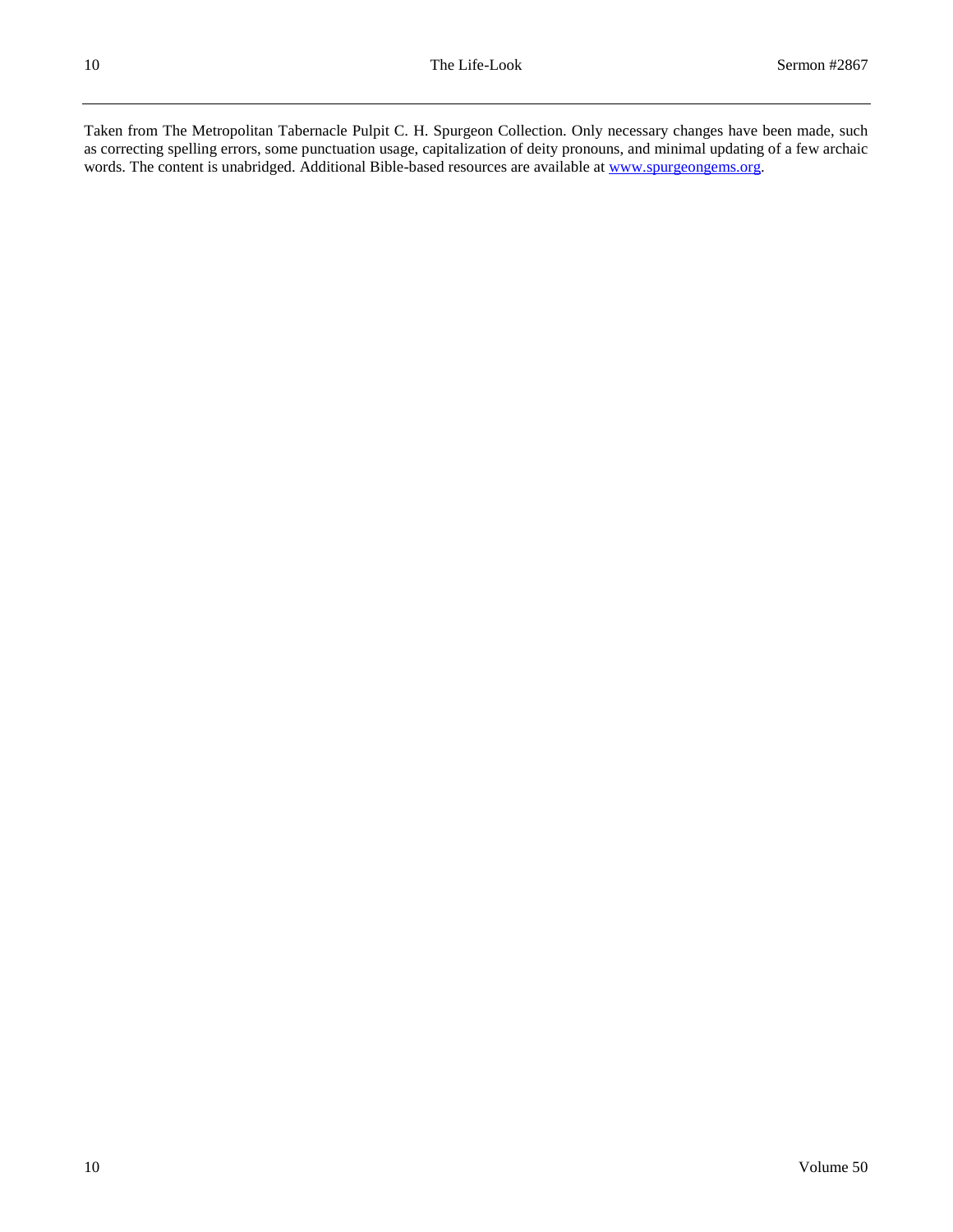Taken from The Metropolitan Tabernacle Pulpit C. H. Spurgeon Collection. Only necessary changes have been made, such as correcting spelling errors, some punctuation usage, capitalization of deity pronouns, and minimal updating of a few archaic words. The content is unabridged. Additional Bible-based resources are available at www.spurgeongems.org.